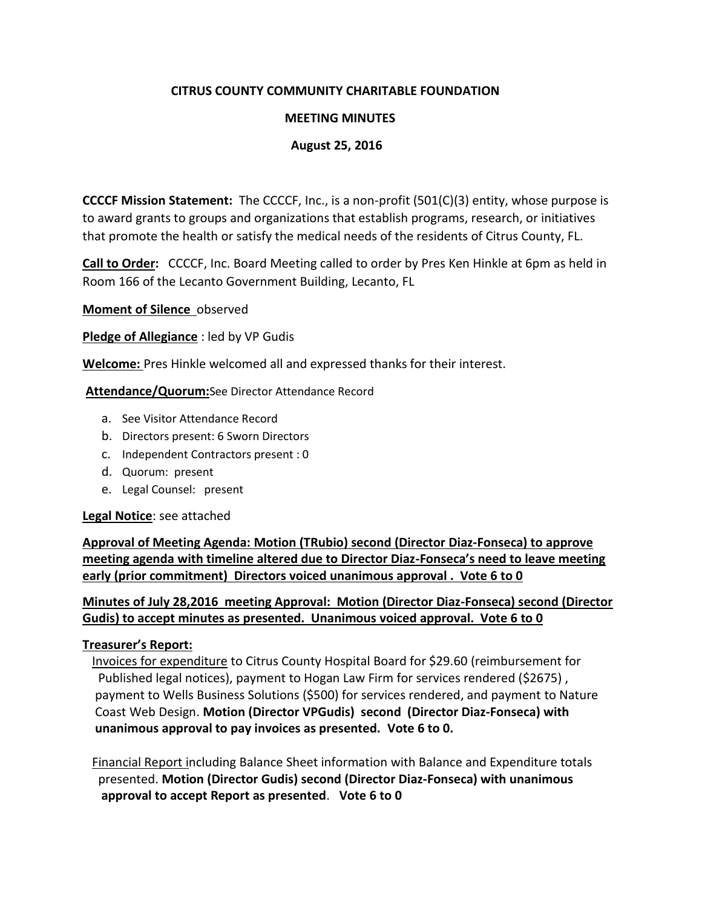**CITRUS COUNTY COMMUNITY CHARITABLE FOUNDATION**

**MEETING MINUTES**

**August 25, 2016**

**CCCCF Mission Statement:** The CCCCF, Inc., is a non-profit (501(C)(3) entity, whose purpose is to award grants to groups and organizations that establish programs, research, or initiatives that promote the health or satisfy the medical needs of the residents of Citrus County, FL.

**Call to Order:** CCCCF, Inc. Board Meeting called to order by Pres Ken Hinkle at 6pm as held in Room 166 of the Lecanto Government Building, Lecanto, FL

**Moment of Silence** observed

**Pledge of Allegiance** : led by VP Gudis

**Welcome:** Pres Hinkle welcomed all and expressed thanks for their interest.

**Attendance/Quorum:** See Director Attendance Record

a. See Visitor Attendance Record
b. Directors present: 6 Sworn Directors
c. Independent Contractors present : 0
d. Quorum: present
e. Legal Counsel: present

**Legal Notice**: see attached

**Approval of Meeting Agenda: Motion (TRubio) second (Director Diaz-Fonseca) to approve meeting agenda with timeline altered due to Director Diaz-Fonseca's need to leave meeting early (prior commitment) Directors voiced unanimous approval . Vote 6 to 0**

**Minutes of July 28,2016 meeting Approval: Motion (Director Diaz-Fonseca) second (Director Gudis) to accept minutes as presented. Unanimous voiced approval. Vote 6 to 0**

**Treasurer's Report:**

Invoices for expenditure to Citrus County Hospital Board for $29.60 (reimbursement for Published legal notices), payment to Hogan Law Firm for services rendered ($2675) , payment to Wells Business Solutions ($500) for services rendered, and payment to Nature Coast Web Design. **Motion (Director VPGudis) second (Director Diaz-Fonseca) with unanimous approval to pay invoices as presented. Vote 6 to 0.**

Financial Report including Balance Sheet information with Balance and Expenditure totals presented. **Motion (Director Gudis) second (Director Diaz-Fonseca) with unanimous approval to accept Report as presented**. **Vote 6 to 0**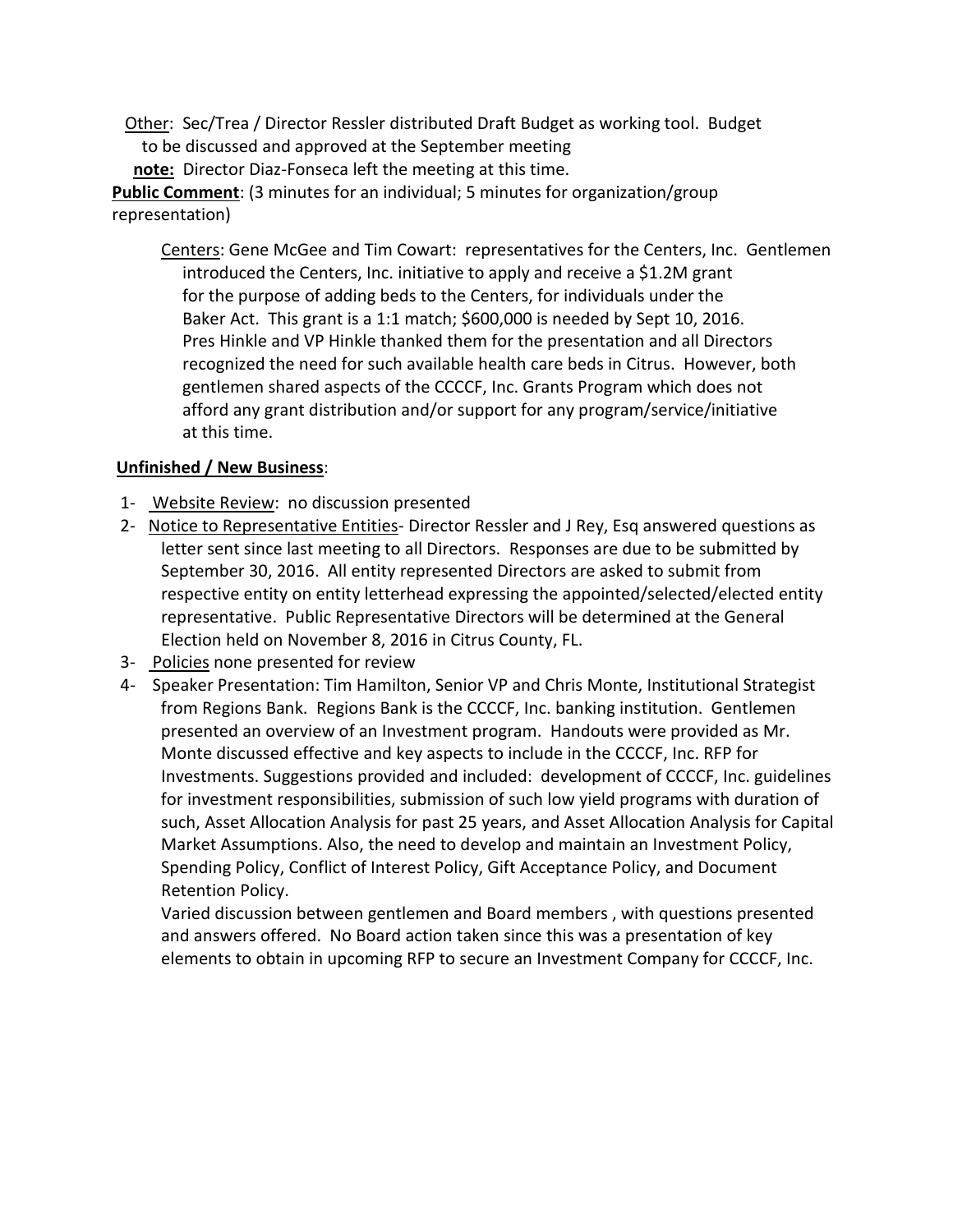Other: Sec/Trea / Director Ressler distributed Draft Budget as working tool. Budget to be discussed and approved at the September meeting

**note:** Director Diaz-Fonseca left the meeting at this time.

**Public Comment**: (3 minutes for an individual; 5 minutes for organization/group representation)

Centers: Gene McGee and Tim Cowart: representatives for the Centers, Inc. Gentlemen introduced the Centers, Inc. initiative to apply and receive a $1.2M grant for the purpose of adding beds to the Centers, for individuals under the Baker Act. This grant is a 1:1 match; $600,000 is needed by Sept 10, 2016. Pres Hinkle and VP Hinkle thanked them for the presentation and all Directors recognized the need for such available health care beds in Citrus. However, both gentlemen shared aspects of the CCCCF, Inc. Grants Program which does not afford any grant distribution and/or support for any program/service/initiative at this time.

**Unfinished / New Business**:

1- Website Review: no discussion presented
2- Notice to Representative Entities- Director Ressler and J Rey, Esq answered questions as letter sent since last meeting to all Directors. Responses are due to be submitted by September 30, 2016. All entity represented Directors are asked to submit from respective entity on entity letterhead expressing the appointed/selected/elected entity representative. Public Representative Directors will be determined at the General Election held on November 8, 2016 in Citrus County, FL.
3- Policies none presented for review
4- Speaker Presentation: Tim Hamilton, Senior VP and Chris Monte, Institutional Strategist from Regions Bank. Regions Bank is the CCCCF, Inc. banking institution. Gentlemen presented an overview of an Investment program. Handouts were provided as Mr. Monte discussed effective and key aspects to include in the CCCCF, Inc. RFP for Investments. Suggestions provided and included: development of CCCCF, Inc. guidelines for investment responsibilities, submission of such low yield programs with duration of such, Asset Allocation Analysis for past 25 years, and Asset Allocation Analysis for Capital Market Assumptions. Also, the need to develop and maintain an Investment Policy, Spending Policy, Conflict of Interest Policy, Gift Acceptance Policy, and Document Retention Policy.

   Varied discussion between gentlemen and Board members , with questions presented and answers offered. No Board action taken since this was a presentation of key elements to obtain in upcoming RFP to secure an Investment Company for CCCCF, Inc.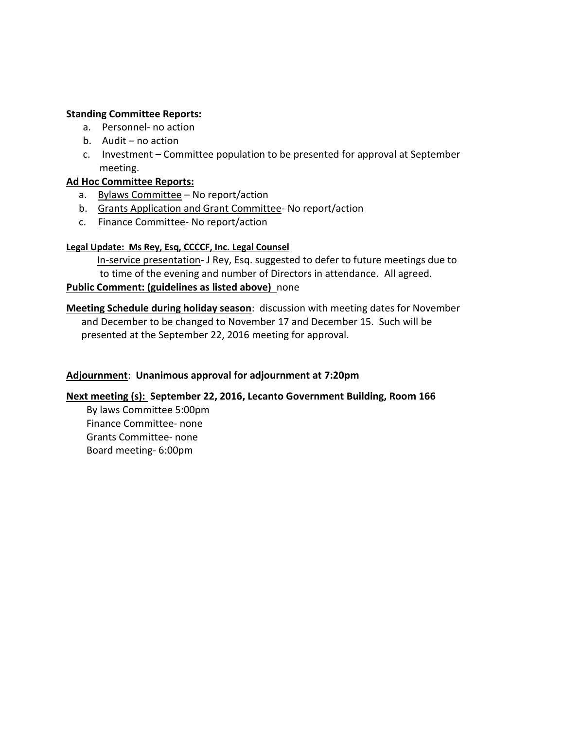**Standing Committee Reports:**

a. Personnel- no action
b. Audit – no action
c. Investment – Committee population to be presented for approval at September meeting.

**Ad Hoc Committee Reports:**

a. Bylaws Committee – No report/action
b. Grants Application and Grant Committee- No report/action
c. Finance Committee- No report/action

**Legal Update: Ms Rey, Esq, CCCCF, Inc. Legal Counsel**

In-service presentation- J Rey, Esq. suggested to defer to future meetings due to to time of the evening and number of Directors in attendance. All agreed.

**Public Comment: (guidelines as listed above)** none

**Meeting Schedule during holiday season**: discussion with meeting dates for November and December to be changed to November 17 and December 15. Such will be presented at the September 22, 2016 meeting for approval.

**Adjournment**: **Unanimous approval for adjournment at 7:20pm**

**Next meeting (s): September 22, 2016, Lecanto Government Building, Room 166**

By laws Committee 5:00pm
Finance Committee- none
Grants Committee- none
Board meeting- 6:00pm